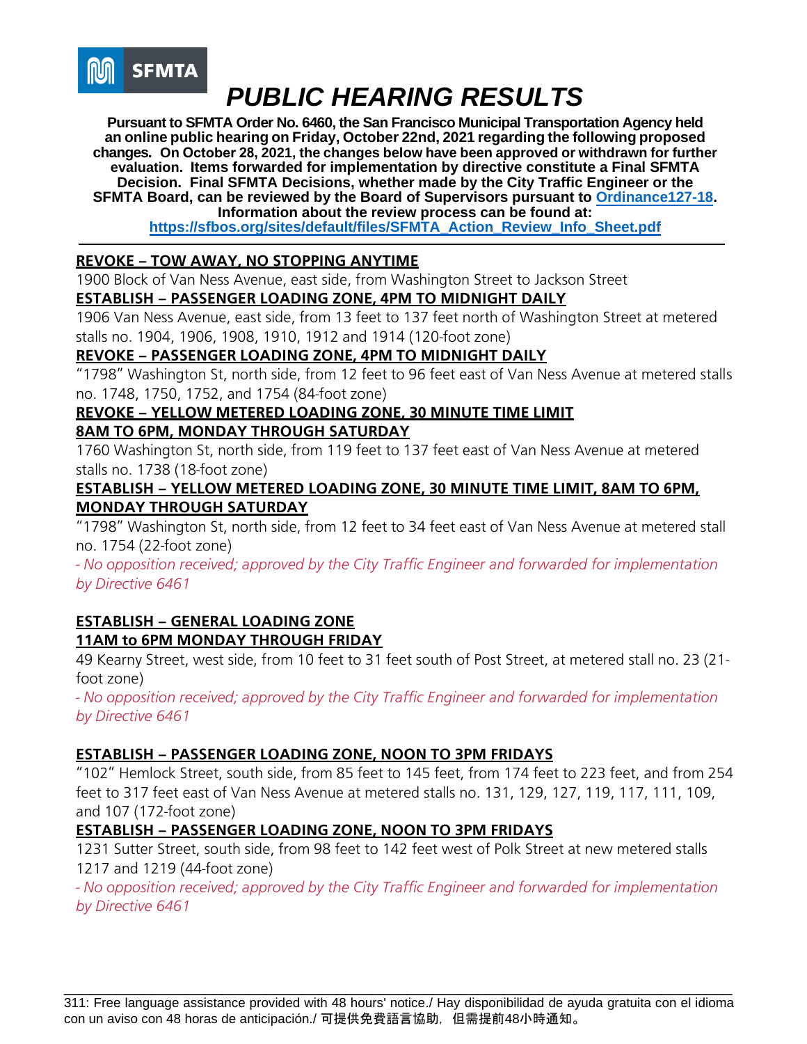SFMTA

# PUBLIC HEARING RESULTS

**Pursuant to SFMTA Order No. 6460, the San Francisco Municipal Transportation Agency held an online public hearing on Friday, October 22nd, 2021 regarding the following proposed changes. On October 28, 2021, the changes below have been approved or withdrawn for further evaluation. Items forwarded for implementation by directive constitute a Final SFMTA Decision. Final SFMTA Decisions, whether made by the City Traffic Engineer or the SFMTA Board, can be reviewed by the Board of Supervisors pursuant to [Ordinance127-18](). Information about the review process can be found at: [https://sfbos.org/sites/default/files/SFMTA_Action_Review_Info_Sheet.pdf](https://sfbos.org/sites/default/files/SFMTA_Action_Review_Info_Sheet.pdf)**

---

**REVOKE – TOW AWAY, NO STOPPING ANYTIME**

1900 Block of Van Ness Avenue, east side, from Washington Street to Jackson Street

**ESTABLISH – PASSENGER LOADING ZONE, 4PM TO MIDNIGHT DAILY**

1906 Van Ness Avenue, east side, from 13 feet to 137 feet north of Washington Street at metered stalls no. 1904, 1906, 1908, 1910, 1912 and 1914 (120-foot zone)

**REVOKE – PASSENGER LOADING ZONE, 4PM TO MIDNIGHT DAILY**

"1798" Washington St, north side, from 12 feet to 96 feet east of Van Ness Avenue at metered stalls no. 1748, 1750, 1752, and 1754 (84-foot zone)

**REVOKE – YELLOW METERED LOADING ZONE, 30 MINUTE TIME LIMIT 8AM TO 6PM, MONDAY THROUGH SATURDAY**

1760 Washington St, north side, from 119 feet to 137 feet east of Van Ness Avenue at metered stalls no. 1738 (18-foot zone)

**ESTABLISH – YELLOW METERED LOADING ZONE, 30 MINUTE TIME LIMIT, 8AM TO 6PM, MONDAY THROUGH SATURDAY**

"1798" Washington St, north side, from 12 feet to 34 feet east of Van Ness Avenue at metered stall no. 1754 (22-foot zone)

*- No opposition received; approved by the City Traffic Engineer and forwarded for implementation by Directive 6461*

**ESTABLISH – GENERAL LOADING ZONE 11AM to 6PM MONDAY THROUGH FRIDAY**

49 Kearny Street, west side, from 10 feet to 31 feet south of Post Street, at metered stall no. 23 (21-foot zone)

*- No opposition received; approved by the City Traffic Engineer and forwarded for implementation by Directive 6461*

**ESTABLISH – PASSENGER LOADING ZONE, NOON TO 3PM FRIDAYS**

"102" Hemlock Street, south side, from 85 feet to 145 feet, from 174 feet to 223 feet, and from 254 feet to 317 feet east of Van Ness Avenue at metered stalls no. 131, 129, 127, 119, 117, 111, 109, and 107 (172-foot zone)

**ESTABLISH – PASSENGER LOADING ZONE, NOON TO 3PM FRIDAYS**

1231 Sutter Street, south side, from 98 feet to 142 feet west of Polk Street at new metered stalls 1217 and 1219 (44-foot zone)

*- No opposition received; approved by the City Traffic Engineer and forwarded for implementation by Directive 6461*

---

311: Free language assistance provided with 48 hours' notice./ Hay disponibilidad de ayuda gratuita con el idioma con un aviso con 48 horas de anticipación./ 可提供免費語言協助，但需提前48小時通知。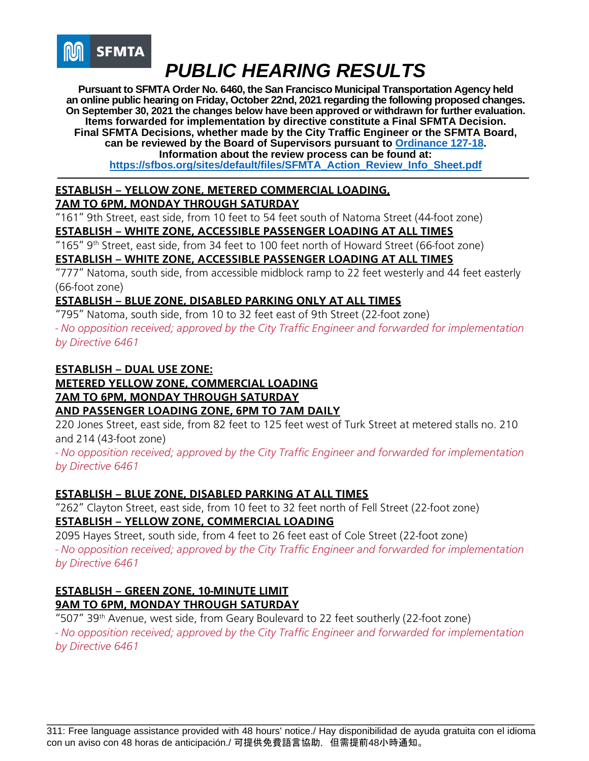SFMTA

# *PUBLIC HEARING RESULTS*

**Pursuant to SFMTA Order No. 6460, the San Francisco Municipal Transportation Agency held an online public hearing on Friday, October 22nd, 2021 regarding the following proposed changes. On September 30, 2021 the changes below have been approved or withdrawn for further evaluation. Items forwarded for implementation by directive constitute a Final SFMTA Decision. Final SFMTA Decisions, whether made by the City Traffic Engineer or the SFMTA Board, can be reviewed by the Board of Supervisors pursuant to [Ordinance 127-18](). Information about the review process can be found at: [https://sfbos.org/sites/default/files/SFMTA_Action_Review_Info_Sheet.pdf](https://sfbos.org/sites/default/files/SFMTA_Action_Review_Info_Sheet.pdf)**

---

**ESTABLISH – YELLOW ZONE, METERED COMMERCIAL LOADING, 7AM TO 6PM, MONDAY THROUGH SATURDAY**

"161" 9th Street, east side, from 10 feet to 54 feet south of Natoma Street (44-foot zone)

**ESTABLISH – WHITE ZONE, ACCESSIBLE PASSENGER LOADING AT ALL TIMES**

"165" 9th Street, east side, from 34 feet to 100 feet north of Howard Street (66-foot zone)

**ESTABLISH – WHITE ZONE, ACCESSIBLE PASSENGER LOADING AT ALL TIMES**

"777" Natoma, south side, from accessible midblock ramp to 22 feet westerly and 44 feet easterly (66-foot zone)

**ESTABLISH – BLUE ZONE, DISABLED PARKING ONLY AT ALL TIMES**

"795" Natoma, south side, from 10 to 32 feet east of 9th Street (22-foot zone)

*- No opposition received; approved by the City Traffic Engineer and forwarded for implementation by Directive 6461*

**ESTABLISH – DUAL USE ZONE: METERED YELLOW ZONE, COMMERCIAL LOADING 7AM TO 6PM, MONDAY THROUGH SATURDAY AND PASSENGER LOADING ZONE, 6PM TO 7AM DAILY**

220 Jones Street, east side, from 82 feet to 125 feet west of Turk Street at metered stalls no. 210 and 214 (43-foot zone)

*- No opposition received; approved by the City Traffic Engineer and forwarded for implementation by Directive 6461*

**ESTABLISH – BLUE ZONE, DISABLED PARKING AT ALL TIMES**

"262" Clayton Street, east side, from 10 feet to 32 feet north of Fell Street (22-foot zone)

**ESTABLISH – YELLOW ZONE, COMMERCIAL LOADING**

2095 Hayes Street, south side, from 4 feet to 26 feet east of Cole Street (22-foot zone)

*- No opposition received; approved by the City Traffic Engineer and forwarded for implementation by Directive 6461*

**ESTABLISH – GREEN ZONE, 10-MINUTE LIMIT 9AM TO 6PM, MONDAY THROUGH SATURDAY**

"507" 39th Avenue, west side, from Geary Boulevard to 22 feet southerly (22-foot zone)

*- No opposition received; approved by the City Traffic Engineer and forwarded for implementation by Directive 6461*

---

311: Free language assistance provided with 48 hours' notice./ Hay disponibilidad de ayuda gratuita con el idioma con un aviso con 48 horas de anticipación./ 可提供免費語言協助，但需提前48小時通知。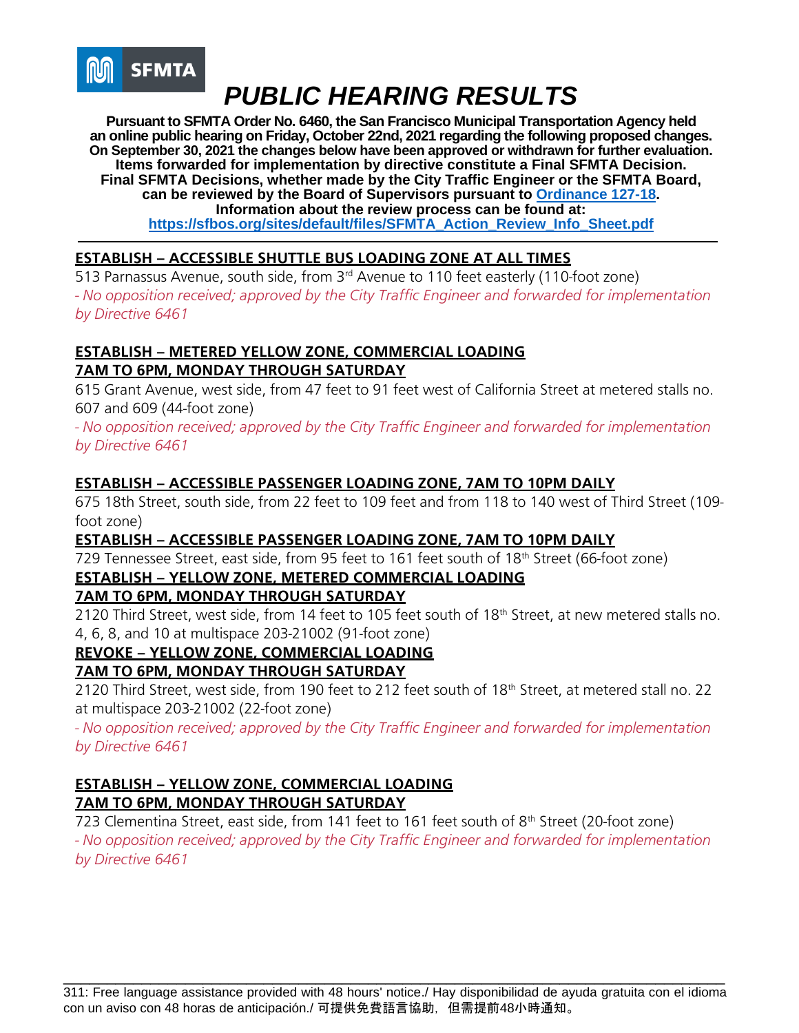SFMTA

# *PUBLIC HEARING RESULTS*

**Pursuant to SFMTA Order No. 6460, the San Francisco Municipal Transportation Agency held an online public hearing on Friday, October 22nd, 2021 regarding the following proposed changes. On September 30, 2021 the changes below have been approved or withdrawn for further evaluation. Items forwarded for implementation by directive constitute a Final SFMTA Decision. Final SFMTA Decisions, whether made by the City Traffic Engineer or the SFMTA Board, can be reviewed by the Board of Supervisors pursuant to [Ordinance 127-18](). Information about the review process can be found at: [https://sfbos.org/sites/default/files/SFMTA_Action_Review_Info_Sheet.pdf](https://sfbos.org/sites/default/files/SFMTA_Action_Review_Info_Sheet.pdf)**

---

**ESTABLISH – ACCESSIBLE SHUTTLE BUS LOADING ZONE AT ALL TIMES**

513 Parnassus Avenue, south side, from 3rd Avenue to 110 feet easterly (110-foot zone)

*- No opposition received; approved by the City Traffic Engineer and forwarded for implementation by Directive 6461*

**ESTABLISH – METERED YELLOW ZONE, COMMERCIAL LOADING 7AM TO 6PM, MONDAY THROUGH SATURDAY**

615 Grant Avenue, west side, from 47 feet to 91 feet west of California Street at metered stalls no. 607 and 609 (44-foot zone)

*- No opposition received; approved by the City Traffic Engineer and forwarded for implementation by Directive 6461*

**ESTABLISH – ACCESSIBLE PASSENGER LOADING ZONE, 7AM TO 10PM DAILY**

675 18th Street, south side, from 22 feet to 109 feet and from 118 to 140 west of Third Street (109-foot zone)

**ESTABLISH – ACCESSIBLE PASSENGER LOADING ZONE, 7AM TO 10PM DAILY**

729 Tennessee Street, east side, from 95 feet to 161 feet south of 18th Street (66-foot zone)

**ESTABLISH – YELLOW ZONE, METERED COMMERCIAL LOADING 7AM TO 6PM, MONDAY THROUGH SATURDAY**

2120 Third Street, west side, from 14 feet to 105 feet south of 18th Street, at new metered stalls no. 4, 6, 8, and 10 at multispace 203-21002 (91-foot zone)

**REVOKE – YELLOW ZONE, COMMERCIAL LOADING 7AM TO 6PM, MONDAY THROUGH SATURDAY**

2120 Third Street, west side, from 190 feet to 212 feet south of 18th Street, at metered stall no. 22 at multispace 203-21002 (22-foot zone)

*- No opposition received; approved by the City Traffic Engineer and forwarded for implementation by Directive 6461*

**ESTABLISH – YELLOW ZONE, COMMERCIAL LOADING 7AM TO 6PM, MONDAY THROUGH SATURDAY**

723 Clementina Street, east side, from 141 feet to 161 feet south of 8th Street (20-foot zone)

*- No opposition received; approved by the City Traffic Engineer and forwarded for implementation by Directive 6461*

---

311: Free language assistance provided with 48 hours' notice./ Hay disponibilidad de ayuda gratuita con el idioma con un aviso con 48 horas de anticipación./ 可提供免費語言協助，但需提前48小時通知。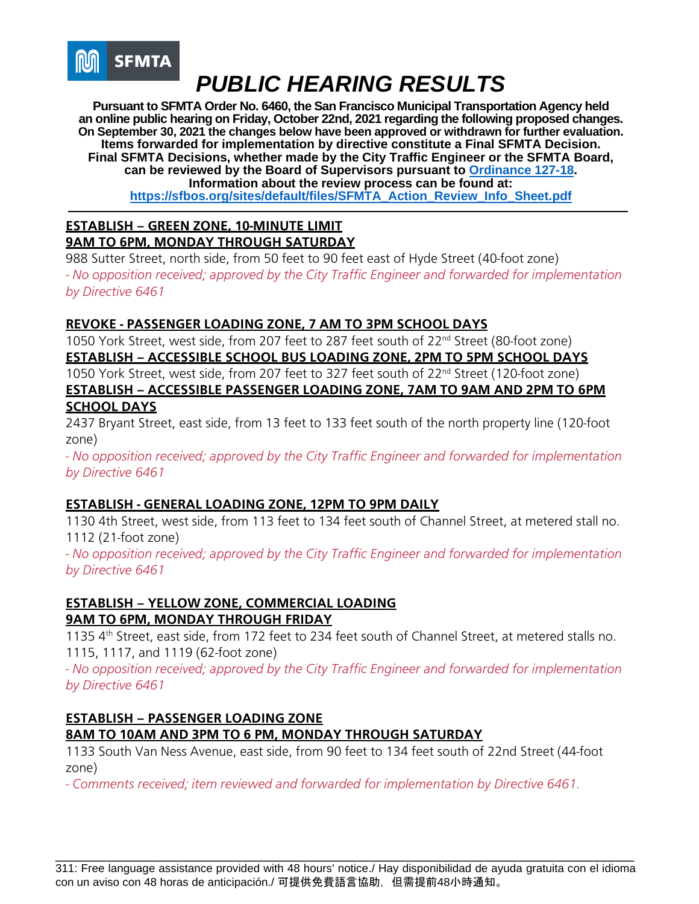# PUBLIC HEARING RESULTS

**Pursuant to SFMTA Order No. 6460, the San Francisco Municipal Transportation Agency held an online public hearing on Friday, October 22nd, 2021 regarding the following proposed changes. On September 30, 2021 the changes below have been approved or withdrawn for further evaluation. Items forwarded for implementation by directive constitute a Final SFMTA Decision. Final SFMTA Decisions, whether made by the City Traffic Engineer or the SFMTA Board, can be reviewed by the Board of Supervisors pursuant to [Ordinance 127-18](). Information about the review process can be found at: [https://sfbos.org/sites/default/files/SFMTA_Action_Review_Info_Sheet.pdf](https://sfbos.org/sites/default/files/SFMTA_Action_Review_Info_Sheet.pdf)**

---

**ESTABLISH – GREEN ZONE, 10-MINUTE LIMIT**
**9AM TO 6PM, MONDAY THROUGH SATURDAY**

988 Sutter Street, north side, from 50 feet to 90 feet east of Hyde Street (40-foot zone)

*- No opposition received; approved by the City Traffic Engineer and forwarded for implementation by Directive 6461*

**REVOKE - PASSENGER LOADING ZONE, 7 AM TO 3PM SCHOOL DAYS**

1050 York Street, west side, from 207 feet to 287 feet south of 22nd Street (80-foot zone)

**ESTABLISH – ACCESSIBLE SCHOOL BUS LOADING ZONE, 2PM TO 5PM SCHOOL DAYS**

1050 York Street, west side, from 207 feet to 327 feet south of 22nd Street (120-foot zone)

**ESTABLISH – ACCESSIBLE PASSENGER LOADING ZONE, 7AM TO 9AM AND 2PM TO 6PM SCHOOL DAYS**

2437 Bryant Street, east side, from 13 feet to 133 feet south of the north property line (120-foot zone)

*- No opposition received; approved by the City Traffic Engineer and forwarded for implementation by Directive 6461*

**ESTABLISH - GENERAL LOADING ZONE, 12PM TO 9PM DAILY**

1130 4th Street, west side, from 113 feet to 134 feet south of Channel Street, at metered stall no. 1112 (21-foot zone)

*- No opposition received; approved by the City Traffic Engineer and forwarded for implementation by Directive 6461*

**ESTABLISH – YELLOW ZONE, COMMERCIAL LOADING**
**9AM TO 6PM, MONDAY THROUGH FRIDAY**

1135 4th Street, east side, from 172 feet to 234 feet south of Channel Street, at metered stalls no. 1115, 1117, and 1119 (62-foot zone)

*- No opposition received; approved by the City Traffic Engineer and forwarded for implementation by Directive 6461*

**ESTABLISH – PASSENGER LOADING ZONE**
**8AM TO 10AM AND 3PM TO 6 PM, MONDAY THROUGH SATURDAY**

1133 South Van Ness Avenue, east side, from 90 feet to 134 feet south of 22nd Street (44-foot zone)

*- Comments received; item reviewed and forwarded for implementation by Directive 6461.*

---

311: Free language assistance provided with 48 hours' notice./ Hay disponibilidad de ayuda gratuita con el idioma con un aviso con 48 horas de anticipación./ 可提供免費語言協助，但需提前48小時通知。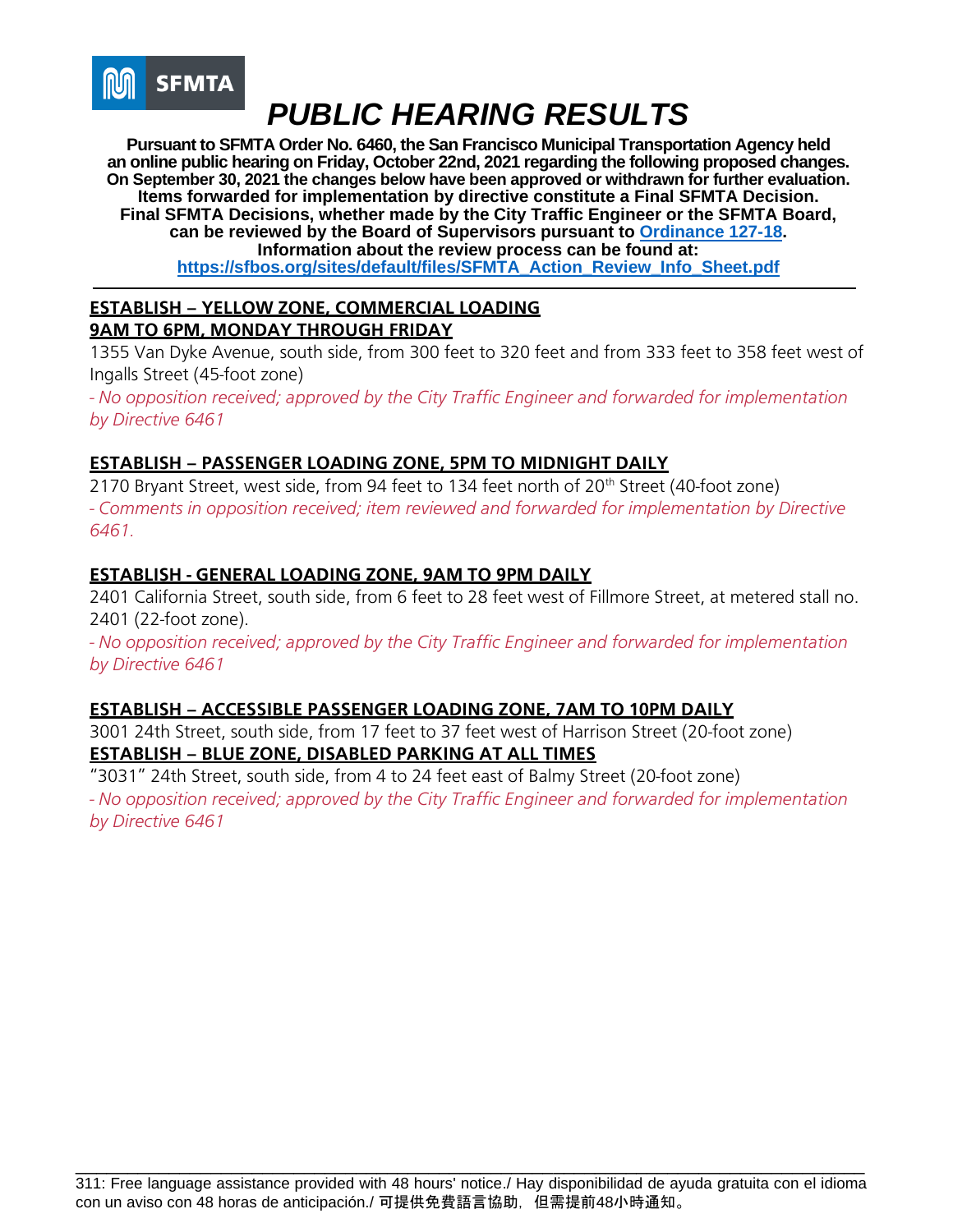SFMTA

# PUBLIC HEARING RESULTS

**Pursuant to SFMTA Order No. 6460, the San Francisco Municipal Transportation Agency held an online public hearing on Friday, October 22nd, 2021 regarding the following proposed changes. On September 30, 2021 the changes below have been approved or withdrawn for further evaluation. Items forwarded for implementation by directive constitute a Final SFMTA Decision. Final SFMTA Decisions, whether made by the City Traffic Engineer or the SFMTA Board, can be reviewed by the Board of Supervisors pursuant to [Ordinance 127-18](). Information about the review process can be found at: https://sfbos.org/sites/default/files/SFMTA_Action_Review_Info_Sheet.pdf**

---

**ESTABLISH – YELLOW ZONE, COMMERCIAL LOADING 9AM TO 6PM, MONDAY THROUGH FRIDAY**

1355 Van Dyke Avenue, south side, from 300 feet to 320 feet and from 333 feet to 358 feet west of Ingalls Street (45-foot zone)

*- No opposition received; approved by the City Traffic Engineer and forwarded for implementation by Directive 6461*

**ESTABLISH – PASSENGER LOADING ZONE, 5PM TO MIDNIGHT DAILY**

2170 Bryant Street, west side, from 94 feet to 134 feet north of 20th Street (40-foot zone)

*- Comments in opposition received; item reviewed and forwarded for implementation by Directive 6461.*

**ESTABLISH - GENERAL LOADING ZONE, 9AM TO 9PM DAILY**

2401 California Street, south side, from 6 feet to 28 feet west of Fillmore Street, at metered stall no. 2401 (22-foot zone).

*- No opposition received; approved by the City Traffic Engineer and forwarded for implementation by Directive 6461*

**ESTABLISH – ACCESSIBLE PASSENGER LOADING ZONE, 7AM TO 10PM DAILY**

3001 24th Street, south side, from 17 feet to 37 feet west of Harrison Street (20-foot zone)

**ESTABLISH – BLUE ZONE, DISABLED PARKING AT ALL TIMES**

"3031" 24th Street, south side, from 4 to 24 feet east of Balmy Street (20-foot zone)

*- No opposition received; approved by the City Traffic Engineer and forwarded for implementation by Directive 6461*

---

311: Free language assistance provided with 48 hours' notice./ Hay disponibilidad de ayuda gratuita con el idioma con un aviso con 48 horas de anticipación./ 可提供免費語言協助，但需提前48小時通知。